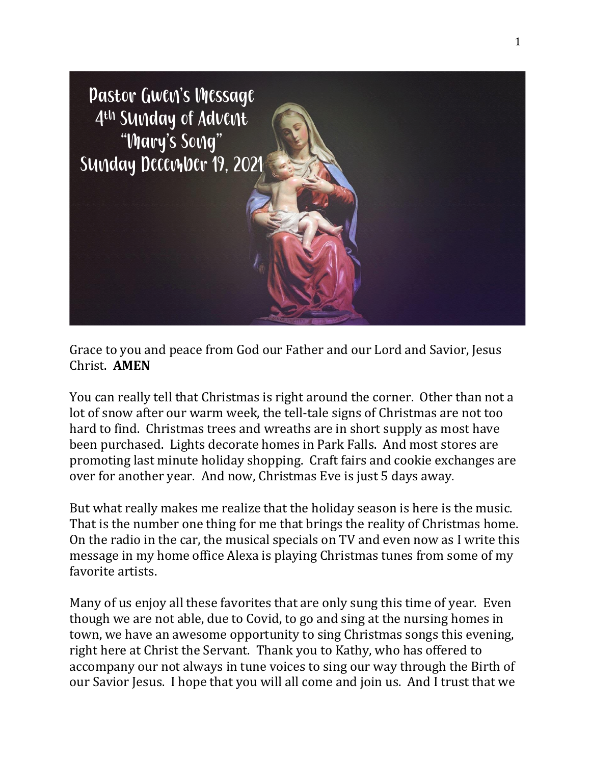# Pastor Gwen's Message
## 4th Sunday of Advent
## "Mary's Song"
## Sunday December 19, 2021

Grace to you and peace from God our Father and our Lord and Savior, Jesus Christ. **AMEN**

You can really tell that Christmas is right around the corner. Other than not a lot of snow after our warm week, the tell-tale signs of Christmas are not too hard to find. Christmas trees and wreaths are in short supply as most have been purchased. Lights decorate homes in Park Falls. And most stores are promoting last minute holiday shopping. Craft fairs and cookie exchanges are over for another year. And now, Christmas Eve is just 5 days away.

But what really makes me realize that the holiday season is here is the music. That is the number one thing for me that brings the reality of Christmas home. On the radio in the car, the musical specials on TV and even now as I write this message in my home office Alexa is playing Christmas tunes from some of my favorite artists.

Many of us enjoy all these favorites that are only sung this time of year. Even though we are not able, due to Covid, to go and sing at the nursing homes in town, we have an awesome opportunity to sing Christmas songs this evening, right here at Christ the Servant. Thank you to Kathy, who has offered to accompany our not always in tune voices to sing our way through the Birth of our Savior Jesus. I hope that you will all come and join us. And I trust that we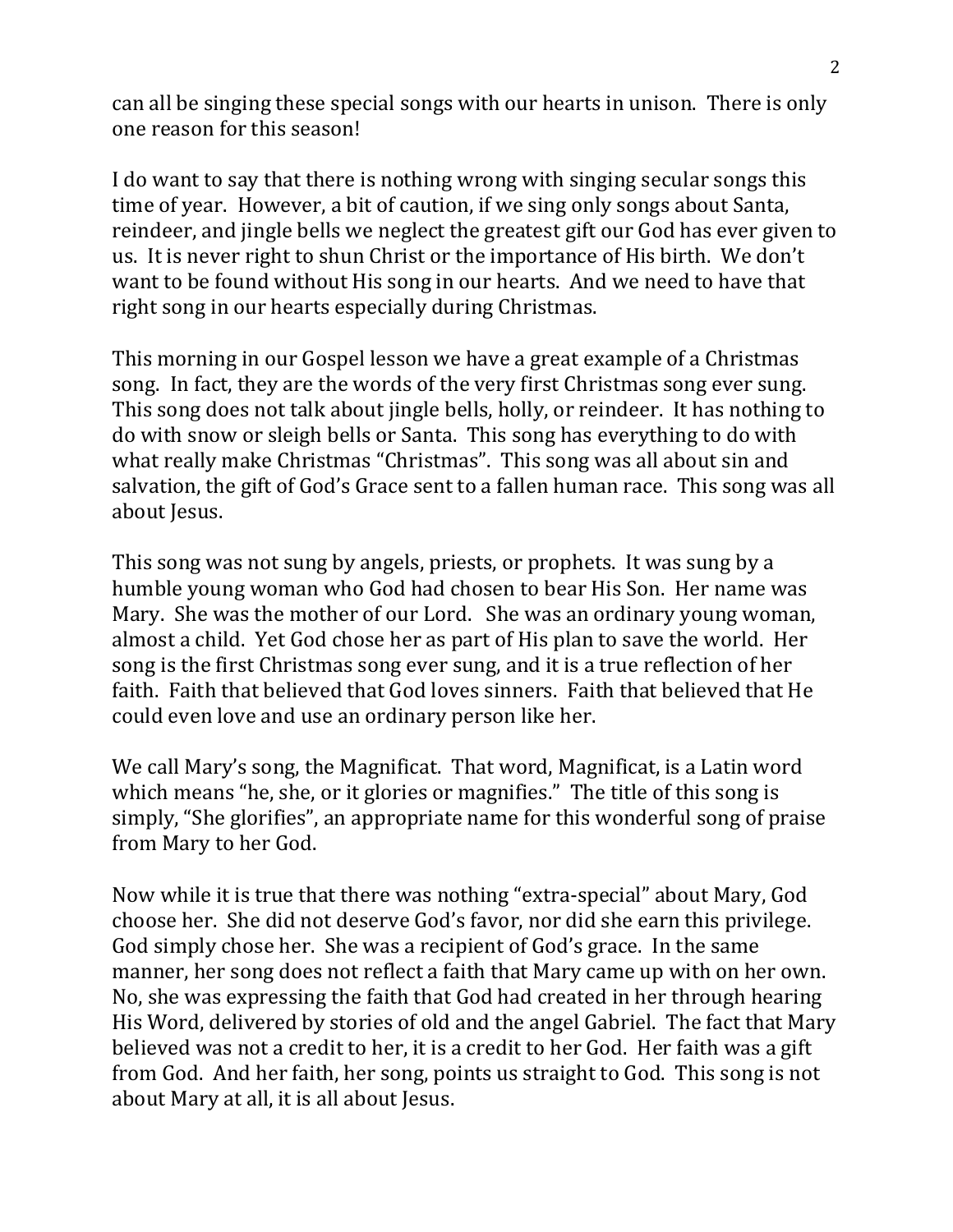can all be singing these special songs with our hearts in unison. There is only one reason for this season!

I do want to say that there is nothing wrong with singing secular songs this time of year. However, a bit of caution, if we sing only songs about Santa, reindeer, and jingle bells we neglect the greatest gift our God has ever given to us. It is never right to shun Christ or the importance of His birth. We don't want to be found without His song in our hearts. And we need to have that right song in our hearts especially during Christmas.

This morning in our Gospel lesson we have a great example of a Christmas song. In fact, they are the words of the very first Christmas song ever sung. This song does not talk about jingle bells, holly, or reindeer. It has nothing to do with snow or sleigh bells or Santa. This song has everything to do with what really make Christmas "Christmas". This song was all about sin and salvation, the gift of God's Grace sent to a fallen human race. This song was all about Jesus.

This song was not sung by angels, priests, or prophets. It was sung by a humble young woman who God had chosen to bear His Son. Her name was Mary. She was the mother of our Lord. She was an ordinary young woman, almost a child. Yet God chose her as part of His plan to save the world. Her song is the first Christmas song ever sung, and it is a true reflection of her faith. Faith that believed that God loves sinners. Faith that believed that He could even love and use an ordinary person like her.

We call Mary's song, the Magnificat. That word, Magnificat, is a Latin word which means "he, she, or it glories or magnifies." The title of this song is simply, "She glorifies", an appropriate name for this wonderful song of praise from Mary to her God.

Now while it is true that there was nothing "extra-special" about Mary, God choose her. She did not deserve God's favor, nor did she earn this privilege. God simply chose her. She was a recipient of God's grace. In the same manner, her song does not reflect a faith that Mary came up with on her own. No, she was expressing the faith that God had created in her through hearing His Word, delivered by stories of old and the angel Gabriel. The fact that Mary believed was not a credit to her, it is a credit to her God. Her faith was a gift from God. And her faith, her song, points us straight to God. This song is not about Mary at all, it is all about Jesus.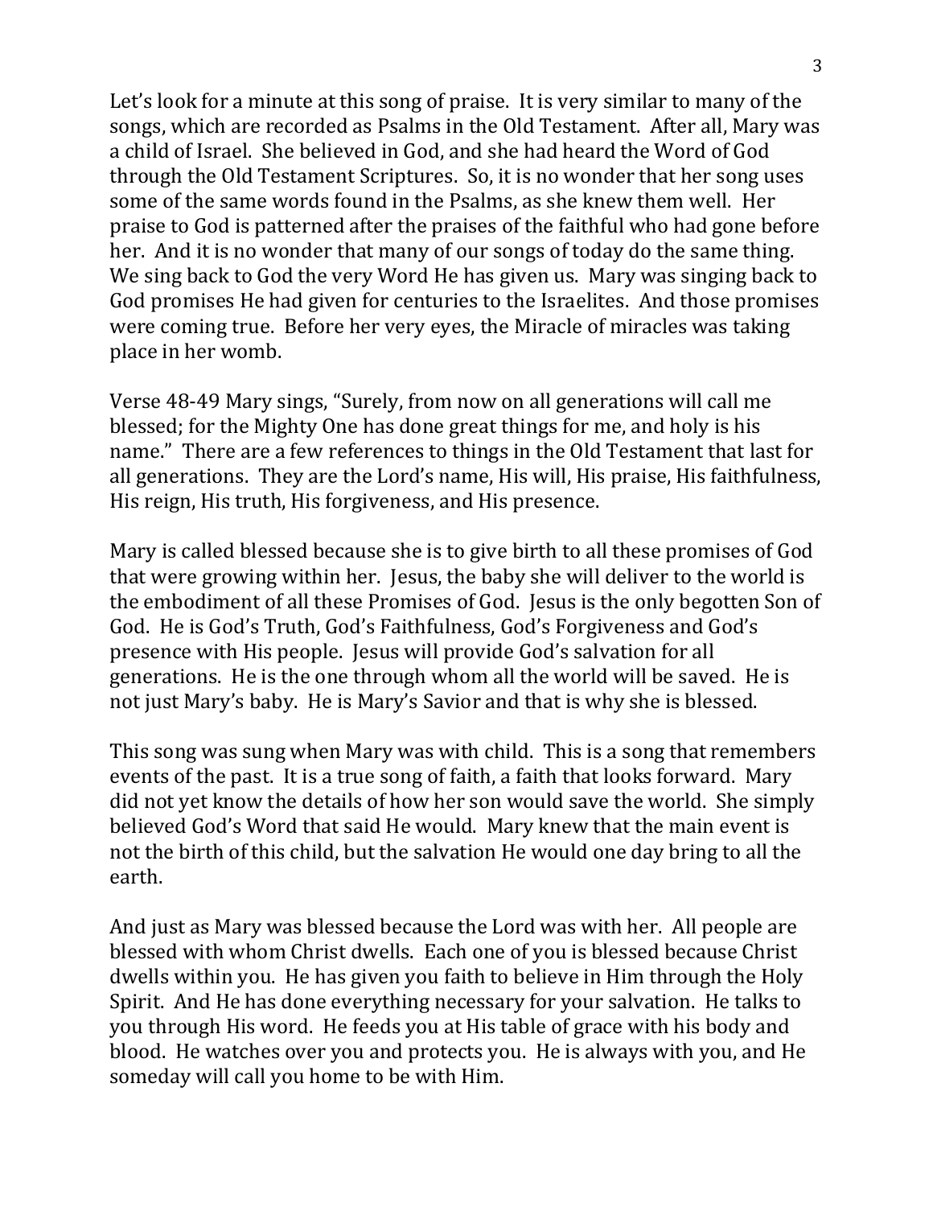Let's look for a minute at this song of praise. It is very similar to many of the songs, which are recorded as Psalms in the Old Testament. After all, Mary was a child of Israel. She believed in God, and she had heard the Word of God through the Old Testament Scriptures. So, it is no wonder that her song uses some of the same words found in the Psalms, as she knew them well. Her praise to God is patterned after the praises of the faithful who had gone before her. And it is no wonder that many of our songs of today do the same thing. We sing back to God the very Word He has given us. Mary was singing back to God promises He had given for centuries to the Israelites. And those promises were coming true. Before her very eyes, the Miracle of miracles was taking place in her womb.

Verse 48-49 Mary sings, "Surely, from now on all generations will call me blessed; for the Mighty One has done great things for me, and holy is his name." There are a few references to things in the Old Testament that last for all generations. They are the Lord's name, His will, His praise, His faithfulness, His reign, His truth, His forgiveness, and His presence.

Mary is called blessed because she is to give birth to all these promises of God that were growing within her. Jesus, the baby she will deliver to the world is the embodiment of all these Promises of God. Jesus is the only begotten Son of God. He is God's Truth, God's Faithfulness, God's Forgiveness and God's presence with His people. Jesus will provide God's salvation for all generations. He is the one through whom all the world will be saved. He is not just Mary's baby. He is Mary's Savior and that is why she is blessed.

This song was sung when Mary was with child. This is a song that remembers events of the past. It is a true song of faith, a faith that looks forward. Mary did not yet know the details of how her son would save the world. She simply believed God's Word that said He would. Mary knew that the main event is not the birth of this child, but the salvation He would one day bring to all the earth.

And just as Mary was blessed because the Lord was with her. All people are blessed with whom Christ dwells. Each one of you is blessed because Christ dwells within you. He has given you faith to believe in Him through the Holy Spirit. And He has done everything necessary for your salvation. He talks to you through His word. He feeds you at His table of grace with his body and blood. He watches over you and protects you. He is always with you, and He someday will call you home to be with Him.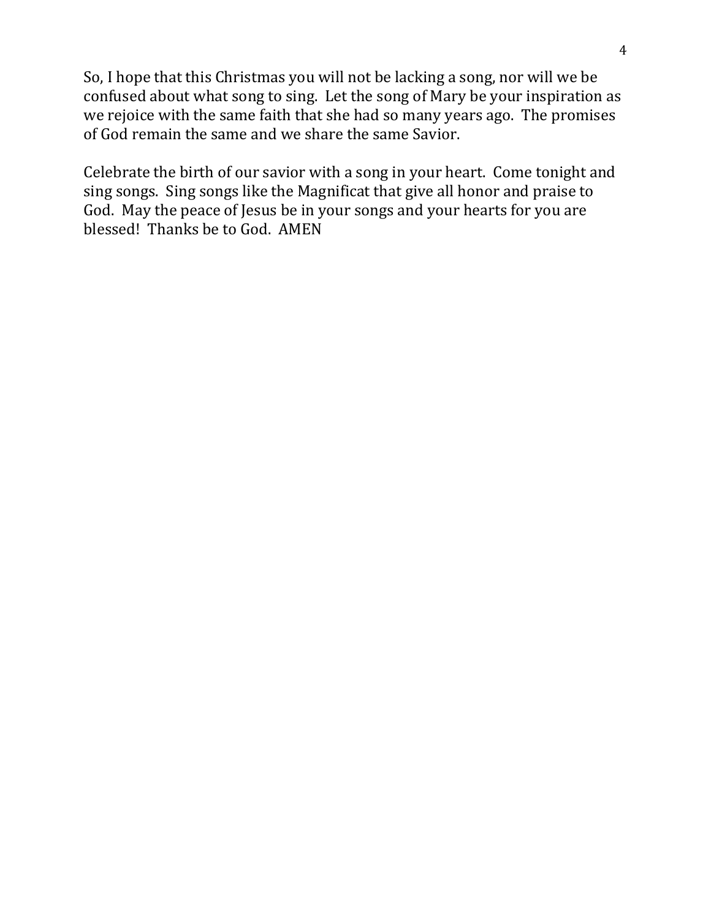So, I hope that this Christmas you will not be lacking a song, nor will we be confused about what song to sing. Let the song of Mary be your inspiration as we rejoice with the same faith that she had so many years ago. The promises of God remain the same and we share the same Savior.

Celebrate the birth of our savior with a song in your heart. Come tonight and sing songs. Sing songs like the Magnificat that give all honor and praise to God. May the peace of Jesus be in your songs and your hearts for you are blessed! Thanks be to God. AMEN